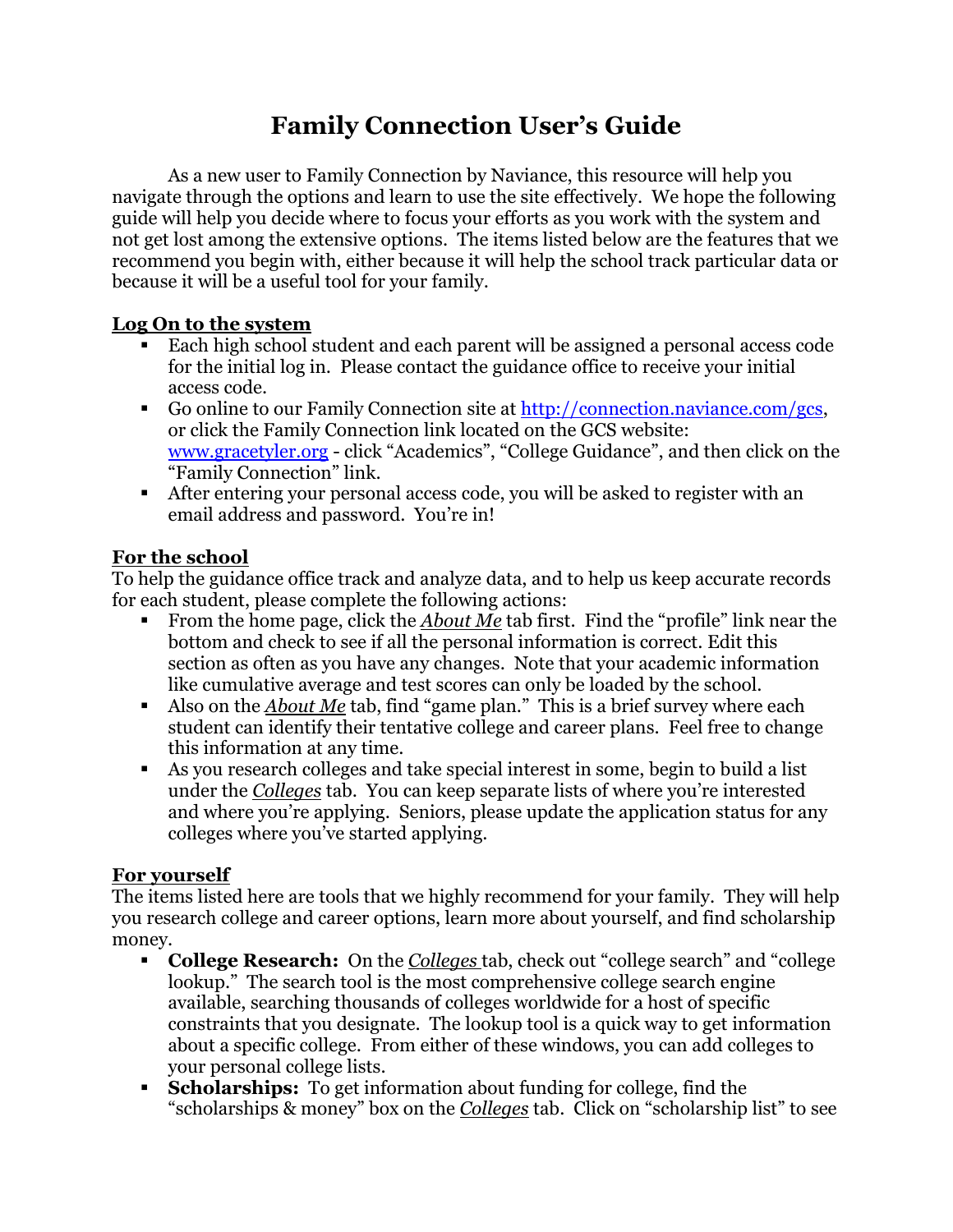# Family Connection User's Guide

As a new user to Family Connection by Naviance, this resource will help you navigate through the options and learn to use the site effectively. We hope the following guide will help you decide where to focus your efforts as you work with the system and not get lost among the extensive options. The items listed below are the features that we recommend you begin with, either because it will help the school track particular data or because it will be a useful tool for your family.

## Log On to the system

- Each high school student and each parent will be assigned a personal access code for the initial log in. Please contact the guidance office to receive your initial access code.
- Go online to our Family Connection site at http://connection.naviance.com/gcs, or click the Family Connection link located on the GCS website: www.gracetyler.org - click "Academics", "College Guidance", and then click on the "Family Connection" link.
- After entering your personal access code, you will be asked to register with an email address and password. You're in!

## For the school

To help the guidance office track and analyze data, and to help us keep accurate records for each student, please complete the following actions:

- From the home page, click the ***About Me*** tab first. Find the "profile" link near the bottom and check to see if all the personal information is correct. Edit this section as often as you have any changes. Note that your academic information like cumulative average and test scores can only be loaded by the school.
- Also on the ***About Me*** tab, find "game plan." This is a brief survey where each student can identify their tentative college and career plans. Feel free to change this information at any time.
- As you research colleges and take special interest in some, begin to build a list under the ***Colleges*** tab. You can keep separate lists of where you're interested and where you're applying. Seniors, please update the application status for any colleges where you've started applying.

## For yourself

The items listed here are tools that we highly recommend for your family. They will help you research college and career options, learn more about yourself, and find scholarship money.

- **College Research:** On the ***Colleges*** tab, check out "college search" and "college lookup." The search tool is the most comprehensive college search engine available, searching thousands of colleges worldwide for a host of specific constraints that you designate. The lookup tool is a quick way to get information about a specific college. From either of these windows, you can add colleges to your personal college lists.
- **Scholarships:** To get information about funding for college, find the "scholarships & money" box on the ***Colleges*** tab. Click on "scholarship list" to see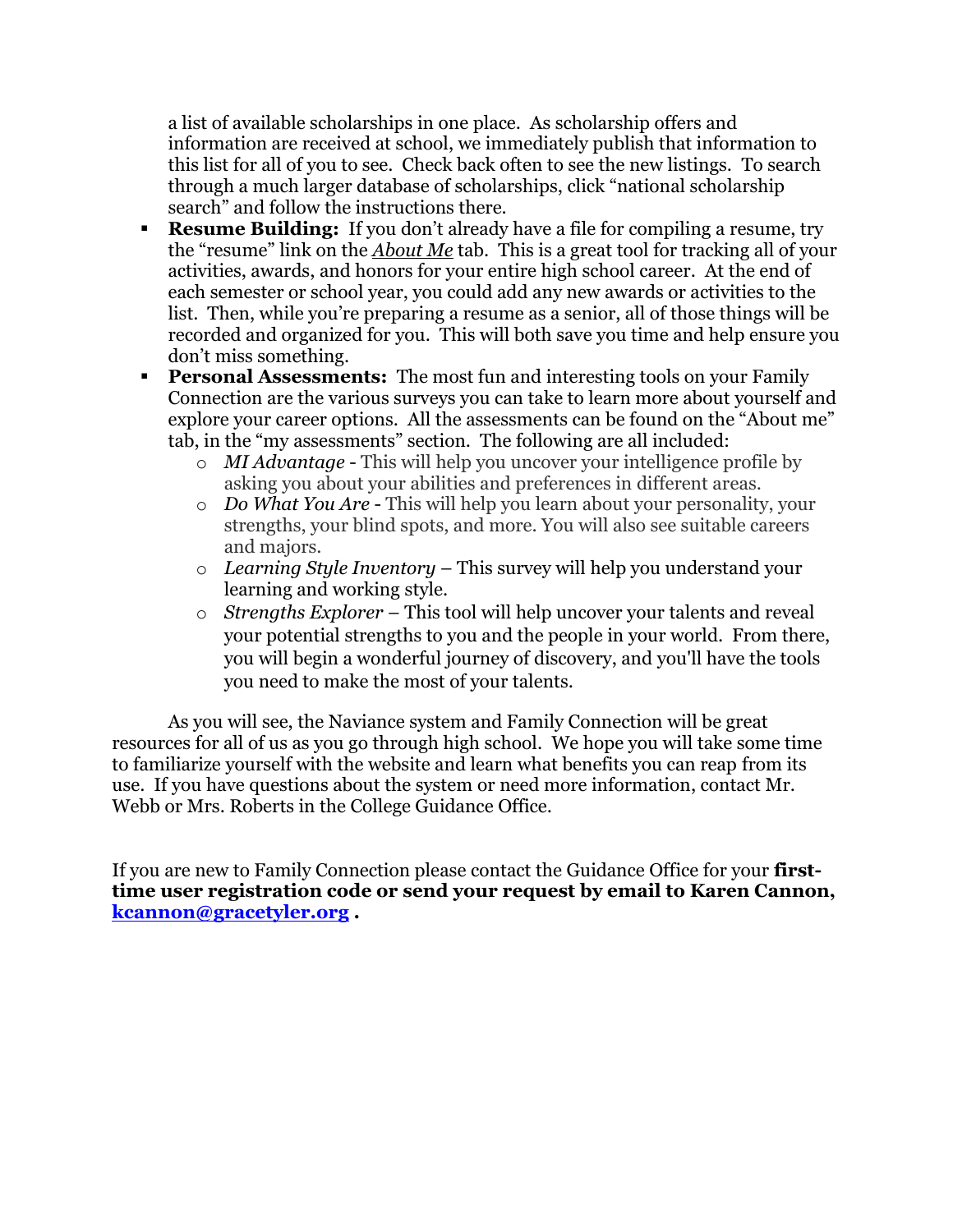a list of available scholarships in one place. As scholarship offers and information are received at school, we immediately publish that information to this list for all of you to see. Check back often to see the new listings. To search through a much larger database of scholarships, click "national scholarship search" and follow the instructions there.

- **Resume Building:** If you don't already have a file for compiling a resume, try the "resume" link on the ***About Me*** tab. This is a great tool for tracking all of your activities, awards, and honors for your entire high school career. At the end of each semester or school year, you could add any new awards or activities to the list. Then, while you're preparing a resume as a senior, all of those things will be recorded and organized for you. This will both save you time and help ensure you don't miss something.
- **Personal Assessments:** The most fun and interesting tools on your Family Connection are the various surveys you can take to learn more about yourself and explore your career options. All the assessments can be found on the "About me" tab, in the "my assessments" section. The following are all included:
    - *MI Advantage* - This will help you uncover your intelligence profile by asking you about your abilities and preferences in different areas.
    - *Do What You Are* - This will help you learn about your personality, your strengths, your blind spots, and more. You will also see suitable careers and majors.
    - *Learning Style Inventory* – This survey will help you understand your learning and working style.
    - *Strengths Explorer* – This tool will help uncover your talents and reveal your potential strengths to you and the people in your world. From there, you will begin a wonderful journey of discovery, and you'll have the tools you need to make the most of your talents.

As you will see, the Naviance system and Family Connection will be great resources for all of us as you go through high school. We hope you will take some time to familiarize yourself with the website and learn what benefits you can reap from its use. If you have questions about the system or need more information, contact Mr. Webb or Mrs. Roberts in the College Guidance Office.

If you are new to Family Connection please contact the Guidance Office for your **first-time user registration code or send your request by email to Karen Cannon, kcannon@gracetyler.org .**